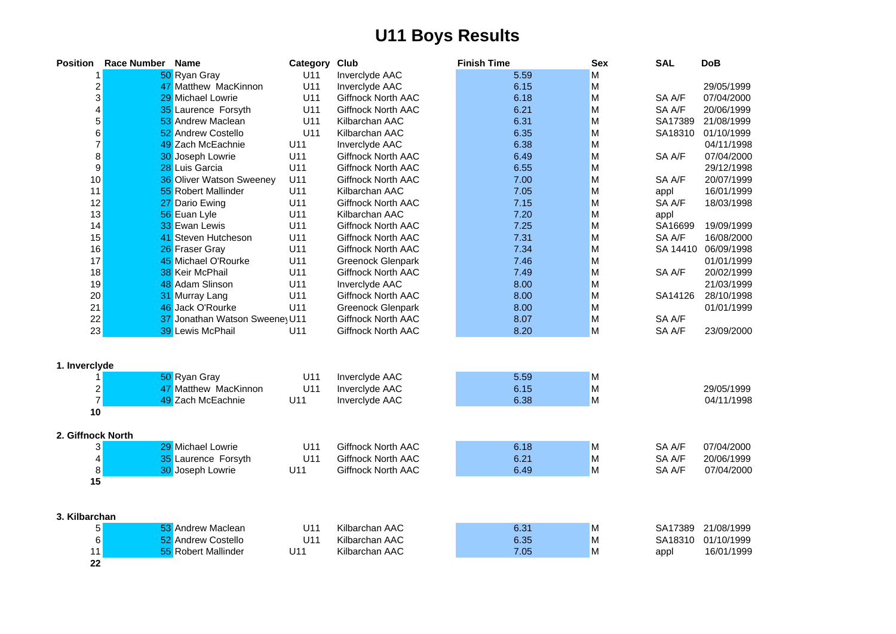# U11 Boys Results

| Position | Race Number | Name | Category | Club | Finish Time | Sex | SAL | DoB |
|---|---|---|---|---|---|---|---|---|
| 1 | 50 | Ryan Gray | U11 | Inverclyde AAC | 5.59 | M | | |
| 2 | 47 | Matthew MacKinnon | U11 | Inverclyde AAC | 6.15 | M | | 29/05/1999 |
| 3 | 29 | Michael Lowrie | U11 | Giffnock North AAC | 6.18 | M | SA A/F | 07/04/2000 |
| 4 | 35 | Laurence Forsyth | U11 | Giffnock North AAC | 6.21 | M | SA A/F | 20/06/1999 |
| 5 | 53 | Andrew Maclean | U11 | Kilbarchan AAC | 6.31 | M | SA17389 | 21/08/1999 |
| 6 | 52 | Andrew Costello | U11 | Kilbarchan AAC | 6.35 | M | SA18310 | 01/10/1999 |
| 7 | 49 | Zach McEachnie | U11 | Inverclyde AAC | 6.38 | M | | 04/11/1998 |
| 8 | 30 | Joseph Lowrie | U11 | Giffnock North AAC | 6.49 | M | SA A/F | 07/04/2000 |
| 9 | 28 | Luis Garcia | U11 | Giffnock North AAC | 6.55 | M | | 29/12/1998 |
| 10 | 36 | Oliver Watson Sweeney | U11 | Giffnock North AAC | 7.00 | M | SA A/F | 20/07/1999 |
| 11 | 55 | Robert Mallinder | U11 | Kilbarchan AAC | 7.05 | M | appl | 16/01/1999 |
| 12 | 27 | Dario Ewing | U11 | Giffnock North AAC | 7.15 | M | SA A/F | 18/03/1998 |
| 13 | 56 | Euan Lyle | U11 | Kilbarchan AAC | 7.20 | M | appl | |
| 14 | 33 | Ewan Lewis | U11 | Giffnock North AAC | 7.25 | M | SA16699 | 19/09/1999 |
| 15 | 41 | Steven Hutcheson | U11 | Giffnock North AAC | 7.31 | M | SA A/F | 16/08/2000 |
| 16 | 26 | Fraser Gray | U11 | Giffnock North AAC | 7.34 | M | SA 14410 | 06/09/1998 |
| 17 | 45 | Michael O'Rourke | U11 | Greenock Glenpark | 7.46 | M | | 01/01/1999 |
| 18 | 38 | Keir McPhail | U11 | Giffnock North AAC | 7.49 | M | SA A/F | 20/02/1999 |
| 19 | 48 | Adam Slinson | U11 | Inverclyde AAC | 8.00 | M | | 21/03/1999 |
| 20 | 31 | Murray Lang | U11 | Giffnock North AAC | 8.00 | M | SA14126 | 28/10/1998 |
| 21 | 46 | Jack O'Rourke | U11 | Greenock Glenpark | 8.00 | M | | 01/01/1999 |
| 22 | 37 | Jonathan Watson Sweeney | U11 | Giffnock North AAC | 8.07 | M | SA A/F | |
| 23 | 39 | Lewis McPhail | U11 | Giffnock North AAC | 8.20 | M | SA A/F | 23/09/2000 |

**1. Inverclyde**

| | | | | | | | | |
|---|---|---|---|---|---|---|---|---|
| 1 | 50 | Ryan Gray | U11 | Inverclyde AAC | 5.59 | M | | |
| 2 | 47 | Matthew MacKinnon | U11 | Inverclyde AAC | 6.15 | M | | 29/05/1999 |
| 7 | 49 | Zach McEachnie | U11 | Inverclyde AAC | 6.38 | M | | 04/11/1998 |
| **10** | | | | | | | | |

**2. Giffnock North**

| | | | | | | | | |
|---|---|---|---|---|---|---|---|---|
| 3 | 29 | Michael Lowrie | U11 | Giffnock North AAC | 6.18 | M | SA A/F | 07/04/2000 |
| 4 | 35 | Laurence Forsyth | U11 | Giffnock North AAC | 6.21 | M | SA A/F | 20/06/1999 |
| 8 | 30 | Joseph Lowrie | U11 | Giffnock North AAC | 6.49 | M | SA A/F | 07/04/2000 |
| **15** | | | | | | | | |

**3. Kilbarchan**

| | | | | | | | | |
|---|---|---|---|---|---|---|---|---|
| 5 | 53 | Andrew Maclean | U11 | Kilbarchan AAC | 6.31 | M | SA17389 | 21/08/1999 |
| 6 | 52 | Andrew Costello | U11 | Kilbarchan AAC | 6.35 | M | SA18310 | 01/10/1999 |
| 11 | 55 | Robert Mallinder | U11 | Kilbarchan AAC | 7.05 | M | appl | 16/01/1999 |
| **22** | | | | | | | | |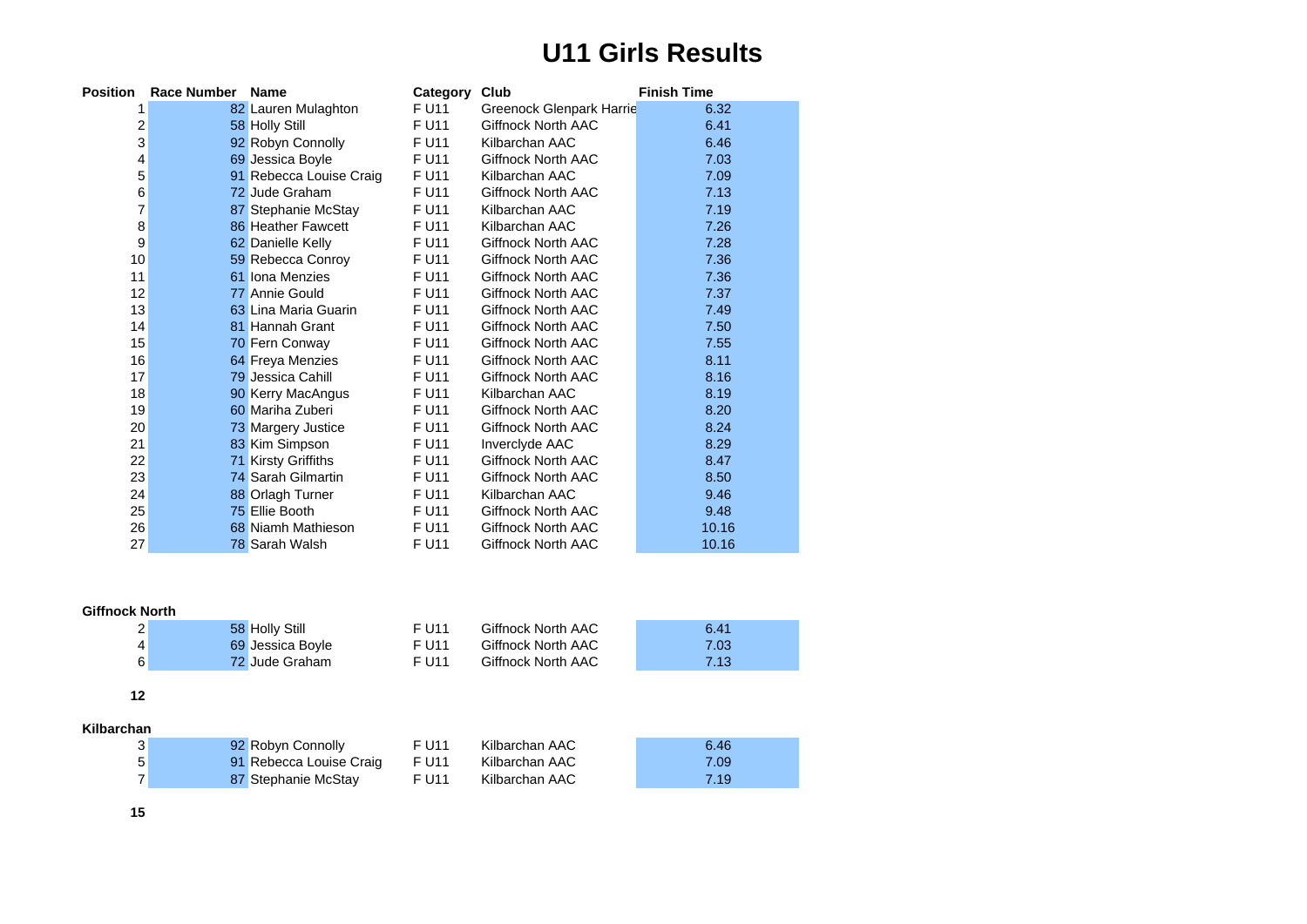# U11 Girls Results

| Position | Race Number | Name | Category | Club | Finish Time |
|---|---|---|---|---|---|
| 1 | 82 | Lauren Mulaghton | F U11 | Greenock Glenpark Harrie | 6.32 |
| 2 | 58 | Holly Still | F U11 | Giffnock North AAC | 6.41 |
| 3 | 92 | Robyn Connolly | F U11 | Kilbarchan AAC | 6.46 |
| 4 | 69 | Jessica Boyle | F U11 | Giffnock North AAC | 7.03 |
| 5 | 91 | Rebecca Louise Craig | F U11 | Kilbarchan AAC | 7.09 |
| 6 | 72 | Jude Graham | F U11 | Giffnock North AAC | 7.13 |
| 7 | 87 | Stephanie McStay | F U11 | Kilbarchan AAC | 7.19 |
| 8 | 86 | Heather Fawcett | F U11 | Kilbarchan AAC | 7.26 |
| 9 | 62 | Danielle Kelly | F U11 | Giffnock North AAC | 7.28 |
| 10 | 59 | Rebecca Conroy | F U11 | Giffnock North AAC | 7.36 |
| 11 | 61 | Iona Menzies | F U11 | Giffnock North AAC | 7.36 |
| 12 | 77 | Annie Gould | F U11 | Giffnock North AAC | 7.37 |
| 13 | 63 | Lina Maria Guarin | F U11 | Giffnock North AAC | 7.49 |
| 14 | 81 | Hannah Grant | F U11 | Giffnock North AAC | 7.50 |
| 15 | 70 | Fern Conway | F U11 | Giffnock North AAC | 7.55 |
| 16 | 64 | Freya Menzies | F U11 | Giffnock North AAC | 8.11 |
| 17 | 79 | Jessica Cahill | F U11 | Giffnock North AAC | 8.16 |
| 18 | 90 | Kerry MacAngus | F U11 | Kilbarchan AAC | 8.19 |
| 19 | 60 | Mariha Zuberi | F U11 | Giffnock North AAC | 8.20 |
| 20 | 73 | Margery Justice | F U11 | Giffnock North AAC | 8.24 |
| 21 | 83 | Kim Simpson | F U11 | Inverclyde AAC | 8.29 |
| 22 | 71 | Kirsty Griffiths | F U11 | Giffnock North AAC | 8.47 |
| 23 | 74 | Sarah Gilmartin | F U11 | Giffnock North AAC | 8.50 |
| 24 | 88 | Orlagh Turner | F U11 | Kilbarchan AAC | 9.46 |
| 25 | 75 | Ellie Booth | F U11 | Giffnock North AAC | 9.48 |
| 26 | 68 | Niamh Mathieson | F U11 | Giffnock North AAC | 10.16 |
| 27 | 78 | Sarah Walsh | F U11 | Giffnock North AAC | 10.16 |

**Giffnock North**

| | | | | | |
|---|---|---|---|---|---|
| 2 | 58 | Holly Still | F U11 | Giffnock North AAC | 6.41 |
| 4 | 69 | Jessica Boyle | F U11 | Giffnock North AAC | 7.03 |
| 6 | 72 | Jude Graham | F U11 | Giffnock North AAC | 7.13 |

**12**

**Kilbarchan**

| | | | | | |
|---|---|---|---|---|---|
| 3 | 92 | Robyn Connolly | F U11 | Kilbarchan AAC | 6.46 |
| 5 | 91 | Rebecca Louise Craig | F U11 | Kilbarchan AAC | 7.09 |
| 7 | 87 | Stephanie McStay | F U11 | Kilbarchan AAC | 7.19 |

**15**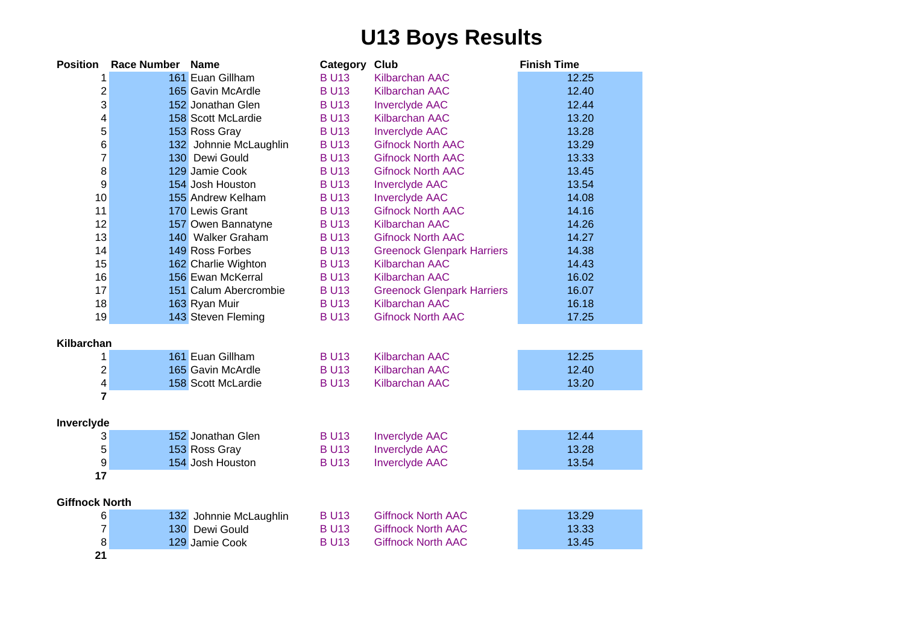# U13 Boys Results

| Position | Race Number | Name | Category | Club | Finish Time |
|---|---|---|---|---|---|
| 1 | 161 | Euan Gillham | B U13 | Kilbarchan AAC | 12.25 |
| 2 | 165 | Gavin McArdle | B U13 | Kilbarchan AAC | 12.40 |
| 3 | 152 | Jonathan Glen | B U13 | Inverclyde AAC | 12.44 |
| 4 | 158 | Scott McLardie | B U13 | Kilbarchan AAC | 13.20 |
| 5 | 153 | Ross Gray | B U13 | Inverclyde AAC | 13.28 |
| 6 | 132 | Johnnie McLaughlin | B U13 | Gifnock North AAC | 13.29 |
| 7 | 130 | Dewi Gould | B U13 | Gifnock North AAC | 13.33 |
| 8 | 129 | Jamie Cook | B U13 | Gifnock North AAC | 13.45 |
| 9 | 154 | Josh Houston | B U13 | Inverclyde AAC | 13.54 |
| 10 | 155 | Andrew Kelham | B U13 | Inverclyde AAC | 14.08 |
| 11 | 170 | Lewis Grant | B U13 | Gifnock North AAC | 14.16 |
| 12 | 157 | Owen Bannatyne | B U13 | Kilbarchan AAC | 14.26 |
| 13 | 140 | Walker Graham | B U13 | Gifnock North AAC | 14.27 |
| 14 | 149 | Ross Forbes | B U13 | Greenock Glenpark Harriers | 14.38 |
| 15 | 162 | Charlie Wighton | B U13 | Kilbarchan AAC | 14.43 |
| 16 | 156 | Ewan McKerral | B U13 | Kilbarchan AAC | 16.02 |
| 17 | 151 | Calum Abercrombie | B U13 | Greenock Glenpark Harriers | 16.07 |
| 18 | 163 | Ryan Muir | B U13 | Kilbarchan AAC | 16.18 |
| 19 | 143 | Steven Fleming | B U13 | Gifnock North AAC | 17.25 |

**Kilbarchan**

| Position | Race Number | Name | Category | Club | Finish Time |
|---|---|---|---|---|---|
| 1 | 161 | Euan Gillham | B U13 | Kilbarchan AAC | 12.25 |
| 2 | 165 | Gavin McArdle | B U13 | Kilbarchan AAC | 12.40 |
| 4 | 158 | Scott McLardie | B U13 | Kilbarchan AAC | 13.20 |
| **7** | | | | | |

**Inverclyde**

| Position | Race Number | Name | Category | Club | Finish Time |
|---|---|---|---|---|---|
| 3 | 152 | Jonathan Glen | B U13 | Inverclyde AAC | 12.44 |
| 5 | 153 | Ross Gray | B U13 | Inverclyde AAC | 13.28 |
| 9 | 154 | Josh Houston | B U13 | Inverclyde AAC | 13.54 |
| **17** | | | | | |

**Giffnock North**

| Position | Race Number | Name | Category | Club | Finish Time |
|---|---|---|---|---|---|
| 6 | 132 | Johnnie McLaughlin | B U13 | Giffnock North AAC | 13.29 |
| 7 | 130 | Dewi Gould | B U13 | Giffnock North AAC | 13.33 |
| 8 | 129 | Jamie Cook | B U13 | Giffnock North AAC | 13.45 |
| **21** | | | | | |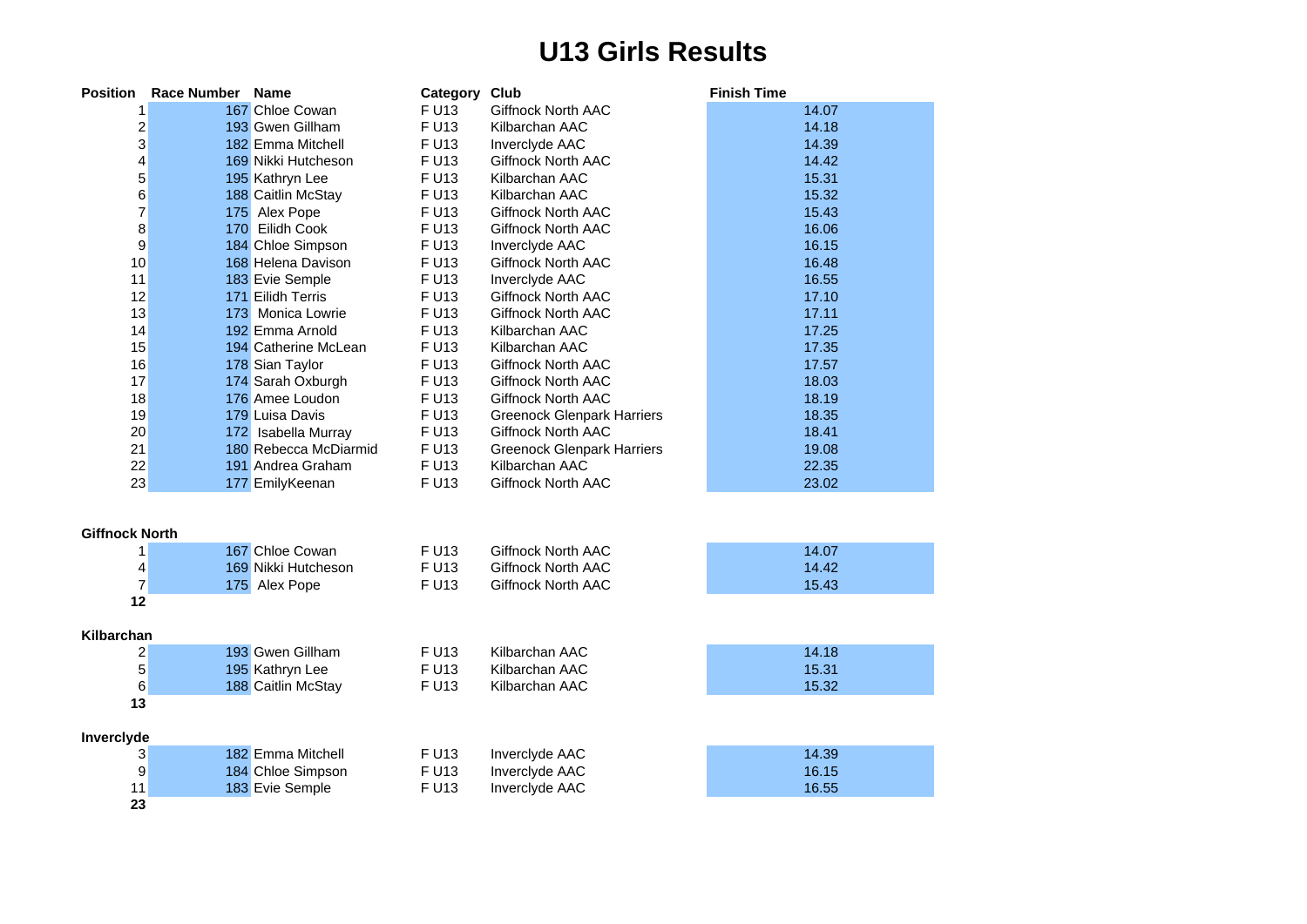# U13 Girls Results

| Position | Race Number | Name | Category | Club | Finish Time |
|---|---|---|---|---|---|
| 1 | 167 | Chloe Cowan | F U13 | Giffnock North AAC | 14.07 |
| 2 | 193 | Gwen Gillham | F U13 | Kilbarchan AAC | 14.18 |
| 3 | 182 | Emma Mitchell | F U13 | Inverclyde AAC | 14.39 |
| 4 | 169 | Nikki Hutcheson | F U13 | Giffnock North AAC | 14.42 |
| 5 | 195 | Kathryn Lee | F U13 | Kilbarchan AAC | 15.31 |
| 6 | 188 | Caitlin McStay | F U13 | Kilbarchan AAC | 15.32 |
| 7 | 175 | Alex Pope | F U13 | Giffnock North AAC | 15.43 |
| 8 | 170 | Eilidh Cook | F U13 | Giffnock North AAC | 16.06 |
| 9 | 184 | Chloe Simpson | F U13 | Inverclyde AAC | 16.15 |
| 10 | 168 | Helena Davison | F U13 | Giffnock North AAC | 16.48 |
| 11 | 183 | Evie Semple | F U13 | Inverclyde AAC | 16.55 |
| 12 | 171 | Eilidh Terris | F U13 | Giffnock North AAC | 17.10 |
| 13 | 173 | Monica Lowrie | F U13 | Giffnock North AAC | 17.11 |
| 14 | 192 | Emma Arnold | F U13 | Kilbarchan AAC | 17.25 |
| 15 | 194 | Catherine McLean | F U13 | Kilbarchan AAC | 17.35 |
| 16 | 178 | Sian Taylor | F U13 | Giffnock North AAC | 17.57 |
| 17 | 174 | Sarah Oxburgh | F U13 | Giffnock North AAC | 18.03 |
| 18 | 176 | Amee Loudon | F U13 | Giffnock North AAC | 18.19 |
| 19 | 179 | Luisa Davis | F U13 | Greenock Glenpark Harriers | 18.35 |
| 20 | 172 | Isabella Murray | F U13 | Giffnock North AAC | 18.41 |
| 21 | 180 | Rebecca McDiarmid | F U13 | Greenock Glenpark Harriers | 19.08 |
| 22 | 191 | Andrea Graham | F U13 | Kilbarchan AAC | 22.35 |
| 23 | 177 | EmilyKeenan | F U13 | Giffnock North AAC | 23.02 |

**Giffnock North**

| | | | | | |
|---|---|---|---|---|---|
| 1 | 167 | Chloe Cowan | F U13 | Giffnock North AAC | 14.07 |
| 4 | 169 | Nikki Hutcheson | F U13 | Giffnock North AAC | 14.42 |
| 7 | 175 | Alex Pope | F U13 | Giffnock North AAC | 15.43 |
| **12** | | | | | |

**Kilbarchan**

| | | | | | |
|---|---|---|---|---|---|
| 2 | 193 | Gwen Gillham | F U13 | Kilbarchan AAC | 14.18 |
| 5 | 195 | Kathryn Lee | F U13 | Kilbarchan AAC | 15.31 |
| 6 | 188 | Caitlin McStay | F U13 | Kilbarchan AAC | 15.32 |
| **13** | | | | | |

**Inverclyde**

| | | | | | |
|---|---|---|---|---|---|
| 3 | 182 | Emma Mitchell | F U13 | Inverclyde AAC | 14.39 |
| 9 | 184 | Chloe Simpson | F U13 | Inverclyde AAC | 16.15 |
| 11 | 183 | Evie Semple | F U13 | Inverclyde AAC | 16.55 |
| **23** | | | | | |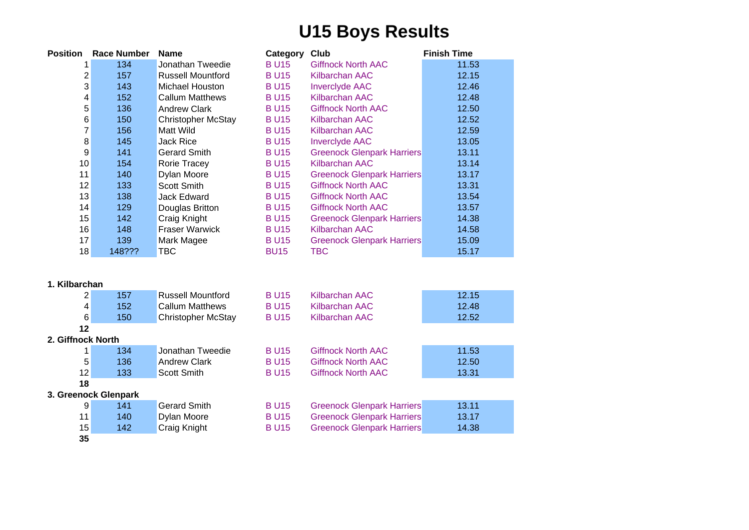# U15 Boys Results

| Position | Race Number | Name | Category | Club | Finish Time |
|---|---|---|---|---|---|
| 1 | 134 | Jonathan Tweedie | B U15 | Giffnock North AAC | 11.53 |
| 2 | 157 | Russell Mountford | B U15 | Kilbarchan AAC | 12.15 |
| 3 | 143 | Michael Houston | B U15 | Inverclyde AAC | 12.46 |
| 4 | 152 | Callum Matthews | B U15 | Kilbarchan AAC | 12.48 |
| 5 | 136 | Andrew Clark | B U15 | Giffnock North AAC | 12.50 |
| 6 | 150 | Christopher McStay | B U15 | Kilbarchan AAC | 12.52 |
| 7 | 156 | Matt Wild | B U15 | Kilbarchan AAC | 12.59 |
| 8 | 145 | Jack Rice | B U15 | Inverclyde AAC | 13.05 |
| 9 | 141 | Gerard Smith | B U15 | Greenock Glenpark Harriers | 13.11 |
| 10 | 154 | Rorie Tracey | B U15 | Kilbarchan AAC | 13.14 |
| 11 | 140 | Dylan Moore | B U15 | Greenock Glenpark Harriers | 13.17 |
| 12 | 133 | Scott Smith | B U15 | Giffnock North AAC | 13.31 |
| 13 | 138 | Jack Edward | B U15 | Giffnock North AAC | 13.54 |
| 14 | 129 | Douglas Britton | B U15 | Giffnock North AAC | 13.57 |
| 15 | 142 | Craig Knight | B U15 | Greenock Glenpark Harriers | 14.38 |
| 16 | 148 | Fraser Warwick | B U15 | Kilbarchan AAC | 14.58 |
| 17 | 139 | Mark Magee | B U15 | Greenock Glenpark Harriers | 15.09 |
| 18 | 148??? | TBC | BU15 | TBC | 15.17 |

**1. Kilbarchan**

| | | | | | |
|---|---|---|---|---|---|
| 2 | 157 | Russell Mountford | B U15 | Kilbarchan AAC | 12.15 |
| 4 | 152 | Callum Matthews | B U15 | Kilbarchan AAC | 12.48 |
| 6 | 150 | Christopher McStay | B U15 | Kilbarchan AAC | 12.52 |
| **12** | | | | | |

**2. Giffnock North**

| | | | | | |
|---|---|---|---|---|---|
| 1 | 134 | Jonathan Tweedie | B U15 | Giffnock North AAC | 11.53 |
| 5 | 136 | Andrew Clark | B U15 | Giffnock North AAC | 12.50 |
| 12 | 133 | Scott Smith | B U15 | Giffnock North AAC | 13.31 |
| **18** | | | | | |

**3. Greenock Glenpark**

| | | | | | |
|---|---|---|---|---|---|
| 9 | 141 | Gerard Smith | B U15 | Greenock Glenpark Harriers | 13.11 |
| 11 | 140 | Dylan Moore | B U15 | Greenock Glenpark Harriers | 13.17 |
| 15 | 142 | Craig Knight | B U15 | Greenock Glenpark Harriers | 14.38 |
| **35** | | | | | |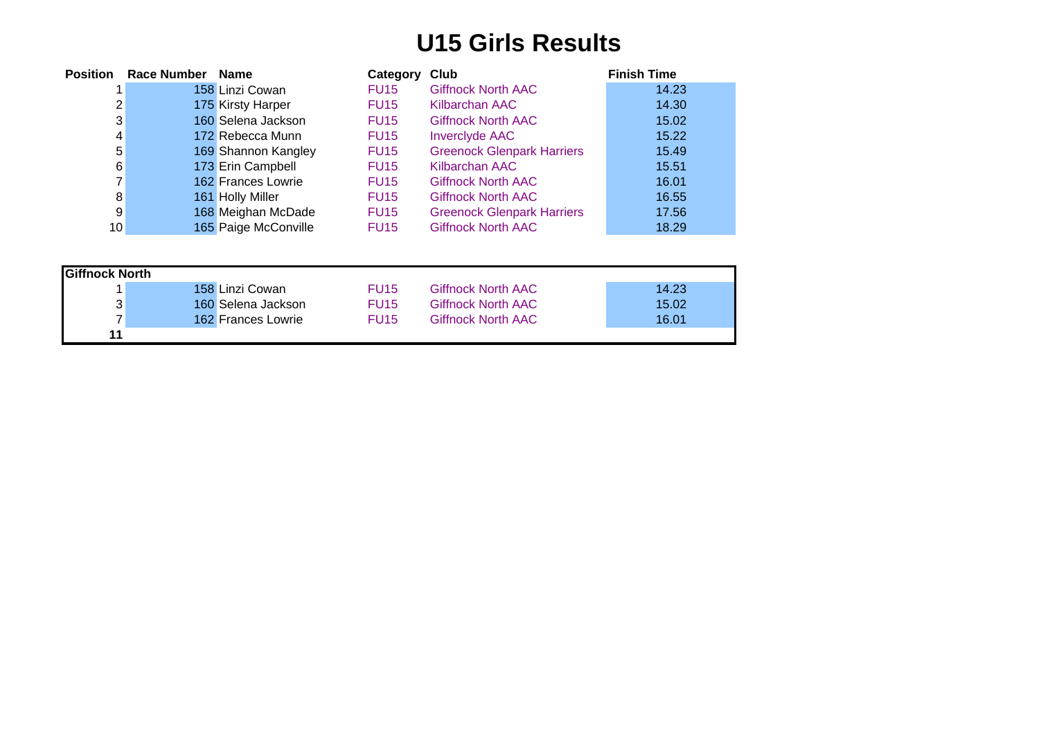# U15 Girls Results

| Position | Race Number | Name | Category | Club | Finish Time |
|---|---|---|---|---|---|
| 1 | 158 | Linzi Cowan | FU15 | Giffnock North AAC | 14.23 |
| 2 | 175 | Kirsty Harper | FU15 | Kilbarchan AAC | 14.30 |
| 3 | 160 | Selena Jackson | FU15 | Giffnock North AAC | 15.02 |
| 4 | 172 | Rebecca Munn | FU15 | Inverclyde AAC | 15.22 |
| 5 | 169 | Shannon Kangley | FU15 | Greenock Glenpark Harriers | 15.49 |
| 6 | 173 | Erin Campbell | FU15 | Kilbarchan AAC | 15.51 |
| 7 | 162 | Frances Lowrie | FU15 | Giffnock North AAC | 16.01 |
| 8 | 161 | Holly Miller | FU15 | Giffnock North AAC | 16.55 |
| 9 | 168 | Meighan McDade | FU15 | Greenock Glenpark Harriers | 17.56 |
| 10 | 165 | Paige McConville | FU15 | Giffnock North AAC | 18.29 |

| Giffnock North | | | | | |
|---|---|---|---|---|---|
| 1 | 158 | Linzi Cowan | FU15 | Giffnock North AAC | 14.23 |
| 3 | 160 | Selena Jackson | FU15 | Giffnock North AAC | 15.02 |
| 7 | 162 | Frances Lowrie | FU15 | Giffnock North AAC | 16.01 |
| **11** | | | | | |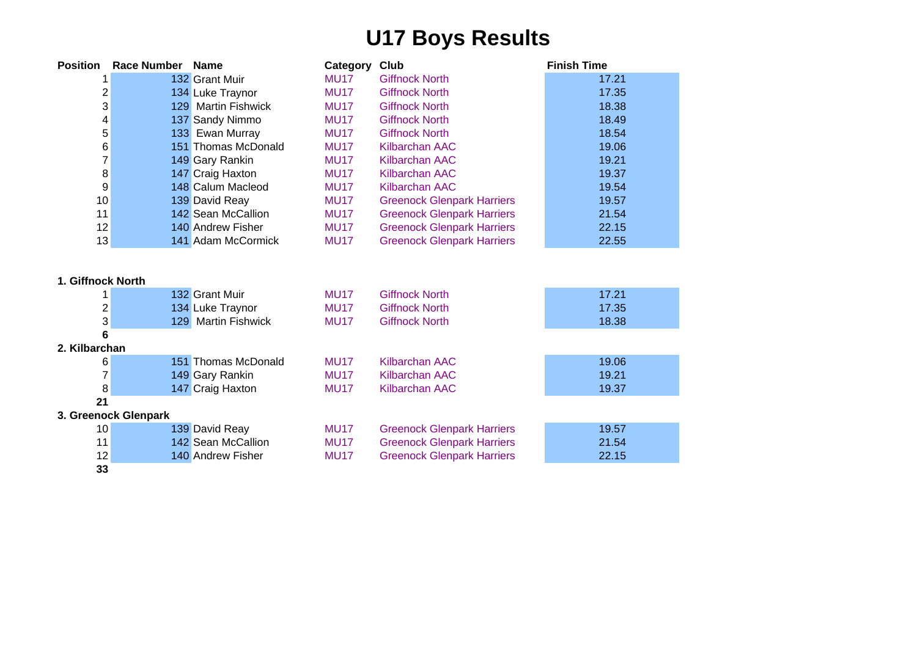# U17 Boys Results

| Position | Race Number | Name | Category | Club | Finish Time |
|---|---|---|---|---|---|
| 1 | 132 | Grant Muir | MU17 | Giffnock North | 17.21 |
| 2 | 134 | Luke Traynor | MU17 | Giffnock North | 17.35 |
| 3 | 129 | Martin Fishwick | MU17 | Giffnock North | 18.38 |
| 4 | 137 | Sandy Nimmo | MU17 | Giffnock North | 18.49 |
| 5 | 133 | Ewan Murray | MU17 | Giffnock North | 18.54 |
| 6 | 151 | Thomas McDonald | MU17 | Kilbarchan AAC | 19.06 |
| 7 | 149 | Gary Rankin | MU17 | Kilbarchan AAC | 19.21 |
| 8 | 147 | Craig Haxton | MU17 | Kilbarchan AAC | 19.37 |
| 9 | 148 | Calum Macleod | MU17 | Kilbarchan AAC | 19.54 |
| 10 | 139 | David Reay | MU17 | Greenock Glenpark Harriers | 19.57 |
| 11 | 142 | Sean McCallion | MU17 | Greenock Glenpark Harriers | 21.54 |
| 12 | 140 | Andrew Fisher | MU17 | Greenock Glenpark Harriers | 22.15 |
| 13 | 141 | Adam McCormick | MU17 | Greenock Glenpark Harriers | 22.55 |

**1. Giffnock North**

| | | | | | |
|---|---|---|---|---|---|
| 1 | 132 | Grant Muir | MU17 | Giffnock North | 17.21 |
| 2 | 134 | Luke Traynor | MU17 | Giffnock North | 17.35 |
| 3 | 129 | Martin Fishwick | MU17 | Giffnock North | 18.38 |
| **6** | | | | | |

**2. Kilbarchan**

| | | | | | |
|---|---|---|---|---|---|
| 6 | 151 | Thomas McDonald | MU17 | Kilbarchan AAC | 19.06 |
| 7 | 149 | Gary Rankin | MU17 | Kilbarchan AAC | 19.21 |
| 8 | 147 | Craig Haxton | MU17 | Kilbarchan AAC | 19.37 |
| **21** | | | | | |

**3. Greenock Glenpark**

| | | | | | |
|---|---|---|---|---|---|
| 10 | 139 | David Reay | MU17 | Greenock Glenpark Harriers | 19.57 |
| 11 | 142 | Sean McCallion | MU17 | Greenock Glenpark Harriers | 21.54 |
| 12 | 140 | Andrew Fisher | MU17 | Greenock Glenpark Harriers | 22.15 |
| **33** | | | | | |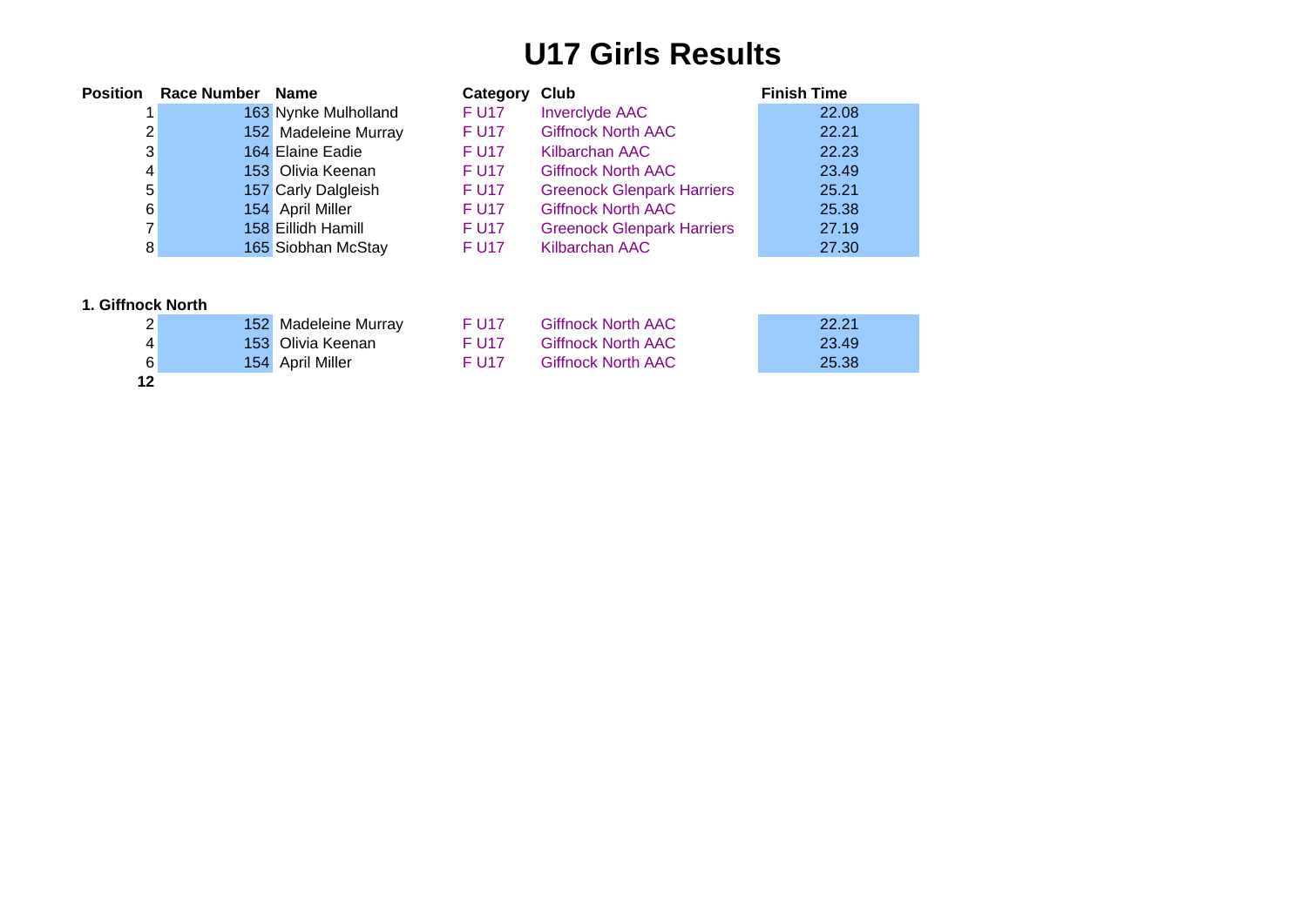# U17 Girls Results

| Position | Race Number | Name | Category | Club | Finish Time |
|---|---|---|---|---|---|
| 1 | 163 | Nynke Mulholland | F U17 | Inverclyde AAC | 22.08 |
| 2 | 152 | Madeleine Murray | F U17 | Giffnock North AAC | 22.21 |
| 3 | 164 | Elaine Eadie | F U17 | Kilbarchan AAC | 22.23 |
| 4 | 153 | Olivia Keenan | F U17 | Giffnock North AAC | 23.49 |
| 5 | 157 | Carly Dalgleish | F U17 | Greenock Glenpark Harriers | 25.21 |
| 6 | 154 | April Miller | F U17 | Giffnock North AAC | 25.38 |
| 7 | 158 | Eillidh Hamill | F U17 | Greenock Glenpark Harriers | 27.19 |
| 8 | 165 | Siobhan McStay | F U17 | Kilbarchan AAC | 27.30 |

**1. Giffnock North**

| Position | Race Number | Name | Category | Club | Finish Time |
|---|---|---|---|---|---|
| 2 | 152 | Madeleine Murray | F U17 | Giffnock North AAC | 22.21 |
| 4 | 153 | Olivia Keenan | F U17 | Giffnock North AAC | 23.49 |
| 6 | 154 | April Miller | F U17 | Giffnock North AAC | 25.38 |
| **12** | | | | | |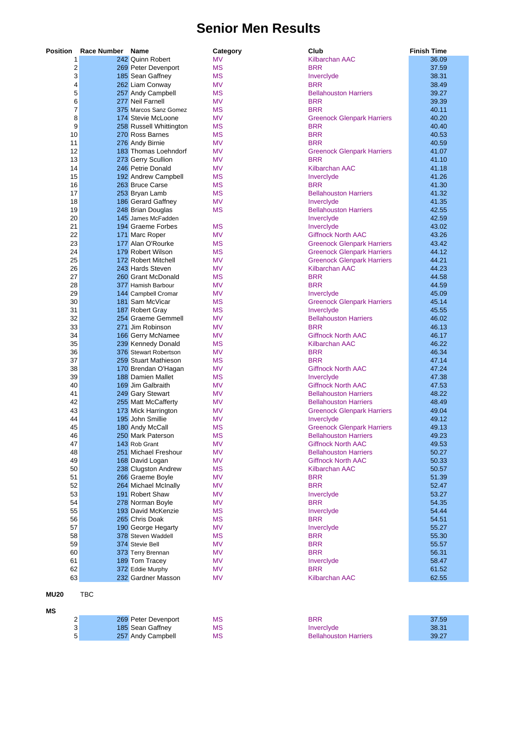# Senior Men Results

| Position | Race Number | Name | Category | Club | Finish Time |
|---|---|---|---|---|---|
| 1 | 242 | Quinn Robert | MV | Kilbarchan AAC | 36.09 |
| 2 | 269 | Peter Devenport | MS | BRR | 37.59 |
| 3 | 185 | Sean Gaffney | MS | Inverclyde | 38.31 |
| 4 | 262 | Liam Conway | MV | BRR | 38.49 |
| 5 | 257 | Andy Campbell | MS | Bellahouston Harriers | 39.27 |
| 6 | 277 | Neil Farnell | MV | BRR | 39.39 |
| 7 | 375 | Marcos Sanz Gomez | MS | BRR | 40.11 |
| 8 | 174 | Stevie McLoone | MV | Greenock Glenpark Harriers | 40.20 |
| 9 | 258 | Russell Whittington | MS | BRR | 40.40 |
| 10 | 270 | Ross Barnes | MS | BRR | 40.53 |
| 11 | 276 | Andy Birnie | MV | BRR | 40.59 |
| 12 | 183 | Thomas Loehndorf | MV | Greenock Glenpark Harriers | 41.07 |
| 13 | 273 | Gerry Scullion | MV | BRR | 41.10 |
| 14 | 246 | Petrie Donald | MV | Kilbarchan AAC | 41.18 |
| 15 | 192 | Andrew Campbell | MS | Inverclyde | 41.26 |
| 16 | 263 | Bruce Carse | MS | BRR | 41.30 |
| 17 | 253 | Bryan Lamb | MS | Bellahouston Harriers | 41.32 |
| 18 | 186 | Gerard Gaffney | MV | Inverclyde | 41.35 |
| 19 | 248 | Brian Douglas | MS | Bellahouston Harriers | 42.55 |
| 20 | 145 | James McFadden | | Inverclyde | 42.59 |
| 21 | 194 | Graeme Forbes | MS | Inverclyde | 43.02 |
| 22 | 171 | Marc Roper | MV | Giffnock North AAC | 43.26 |
| 23 | 177 | Alan O'Rourke | MS | Greenock Glenpark Harriers | 43.42 |
| 24 | 179 | Robert Wilson | MS | Greenock Glenpark Harriers | 44.12 |
| 25 | 172 | Robert Mitchell | MV | Greenock Glenpark Harriers | 44.21 |
| 26 | 243 | Hards Steven | MV | Kilbarchan AAC | 44.23 |
| 27 | 260 | Grant McDonald | MS | BRR | 44.58 |
| 28 | 377 | Hamish Barbour | MV | BRR | 44.59 |
| 29 | 144 | Campbell Cromar | MV | Inverclyde | 45.09 |
| 30 | 181 | Sam McVicar | MS | Greenock Glenpark Harriers | 45.14 |
| 31 | 187 | Robert Gray | MS | Inverclyde | 45.55 |
| 32 | 254 | Graeme Gemmell | MV | Bellahouston Harriers | 46.02 |
| 33 | 271 | Jim Robinson | MV | BRR | 46.13 |
| 34 | 166 | Gerry McNamee | MV | Giffnock North AAC | 46.17 |
| 35 | 239 | Kennedy Donald | MS | Kilbarchan AAC | 46.22 |
| 36 | 376 | Stewart Robertson | MV | BRR | 46.34 |
| 37 | 259 | Stuart Mathieson | MS | BRR | 47.14 |
| 38 | 170 | Brendan O'Hagan | MV | Giffnock North AAC | 47.24 |
| 39 | 188 | Damien Mallet | MS | Inverclyde | 47.38 |
| 40 | 169 | Jim Galbraith | MV | Giffnock North AAC | 47.53 |
| 41 | 249 | Gary Stewart | MV | Bellahouston Harriers | 48.22 |
| 42 | 255 | Matt McCafferty | MV | Bellahouston Harriers | 48.49 |
| 43 | 173 | Mick Harrington | MV | Greenock Glenpark Harriers | 49.04 |
| 44 | 195 | John Smillie | MV | Inverclyde | 49.12 |
| 45 | 180 | Andy McCall | MS | Greenock Glenpark Harriers | 49.13 |
| 46 | 250 | Mark Paterson | MS | Bellahouston Harriers | 49.23 |
| 47 | 143 | Rob Grant | MV | Giffnock North AAC | 49.53 |
| 48 | 251 | Michael Freshour | MV | Bellahouston Harriers | 50.27 |
| 49 | 168 | David Logan | MV | Giffnock North AAC | 50.33 |
| 50 | 238 | Clugston Andrew | MS | Kilbarchan AAC | 50.57 |
| 51 | 266 | Graeme Boyle | MV | BRR | 51.39 |
| 52 | 264 | Michael McInally | MV | BRR | 52.47 |
| 53 | 191 | Robert Shaw | MV | Inverclyde | 53.27 |
| 54 | 278 | Norman Boyle | MV | BRR | 54.35 |
| 55 | 193 | David McKenzie | MS | Inverclyde | 54.44 |
| 56 | 265 | Chris Doak | MS | BRR | 54.51 |
| 57 | 190 | George Hegarty | MV | Inverclyde | 55.27 |
| 58 | 378 | Steven Waddell | MS | BRR | 55.30 |
| 59 | 374 | Stevie Bell | MV | BRR | 55.57 |
| 60 | 373 | Terry Brennan | MV | BRR | 56.31 |
| 61 | 189 | Tom Tracey | MV | Inverclyde | 58.47 |
| 62 | 372 | Eddie Murphy | MV | BRR | 61.52 |
| 63 | 232 | Gardner Masson | MV | Kilbarchan AAC | 62.55 |

**MU20** TBC

**MS**

| | | | | | |
|---|---|---|---|---|---|
| 2 | 269 | Peter Devenport | MS | BRR | 37.59 |
| 3 | 185 | Sean Gaffney | MS | Inverclyde | 38.31 |
| 5 | 257 | Andy Campbell | MS | Bellahouston Harriers | 39.27 |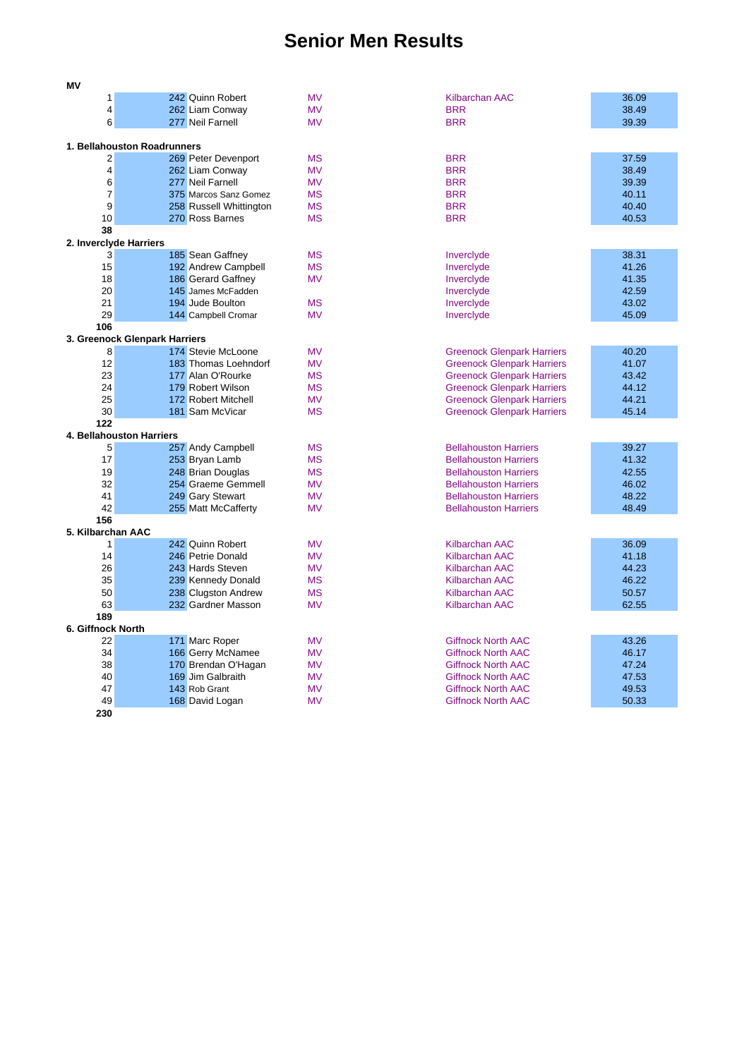# Senior Men Results

**MV**

| | | | | | |
|---|---|---|---|---|---|
| 1 | 242 | Quinn Robert | MV | Kilbarchan AAC | 36.09 |
| 4 | 262 | Liam Conway | MV | BRR | 38.49 |
| 6 | 277 | Neil Farnell | MV | BRR | 39.39 |

**1. Bellahouston Roadrunners**

| | | | | | |
|---|---|---|---|---|---|
| 2 | 269 | Peter Devenport | MS | BRR | 37.59 |
| 4 | 262 | Liam Conway | MV | BRR | 38.49 |
| 6 | 277 | Neil Farnell | MV | BRR | 39.39 |
| 7 | 375 | Marcos Sanz Gomez | MS | BRR | 40.11 |
| 9 | 258 | Russell Whittington | MS | BRR | 40.40 |
| 10 | 270 | Ross Barnes | MS | BRR | 40.53 |
| **38** | | | | | |

**2. Inverclyde Harriers**

| | | | | | |
|---|---|---|---|---|---|
| 3 | 185 | Sean Gaffney | MS | Inverclyde | 38.31 |
| 15 | 192 | Andrew Campbell | MS | Inverclyde | 41.26 |
| 18 | 186 | Gerard Gaffney | MV | Inverclyde | 41.35 |
| 20 | 145 | James McFadden | | Inverclyde | 42.59 |
| 21 | 194 | Jude Boulton | MS | Inverclyde | 43.02 |
| 29 | 144 | Campbell Cromar | MV | Inverclyde | 45.09 |
| **106** | | | | | |

**3. Greenock Glenpark Harriers**

| | | | | | |
|---|---|---|---|---|---|
| 8 | 174 | Stevie McLoone | MV | Greenock Glenpark Harriers | 40.20 |
| 12 | 183 | Thomas Loehndorf | MV | Greenock Glenpark Harriers | 41.07 |
| 23 | 177 | Alan O'Rourke | MS | Greenock Glenpark Harriers | 43.42 |
| 24 | 179 | Robert Wilson | MS | Greenock Glenpark Harriers | 44.12 |
| 25 | 172 | Robert Mitchell | MV | Greenock Glenpark Harriers | 44.21 |
| 30 | 181 | Sam McVicar | MS | Greenock Glenpark Harriers | 45.14 |
| **122** | | | | | |

**4. Bellahouston Harriers**

| | | | | | |
|---|---|---|---|---|---|
| 5 | 257 | Andy Campbell | MS | Bellahouston Harriers | 39.27 |
| 17 | 253 | Bryan Lamb | MS | Bellahouston Harriers | 41.32 |
| 19 | 248 | Brian Douglas | MS | Bellahouston Harriers | 42.55 |
| 32 | 254 | Graeme Gemmell | MV | Bellahouston Harriers | 46.02 |
| 41 | 249 | Gary Stewart | MV | Bellahouston Harriers | 48.22 |
| 42 | 255 | Matt McCafferty | MV | Bellahouston Harriers | 48.49 |
| **156** | | | | | |

**5. Kilbarchan AAC**

| | | | | | |
|---|---|---|---|---|---|
| 1 | 242 | Quinn Robert | MV | Kilbarchan AAC | 36.09 |
| 14 | 246 | Petrie Donald | MV | Kilbarchan AAC | 41.18 |
| 26 | 243 | Hards Steven | MV | Kilbarchan AAC | 44.23 |
| 35 | 239 | Kennedy Donald | MS | Kilbarchan AAC | 46.22 |
| 50 | 238 | Clugston Andrew | MS | Kilbarchan AAC | 50.57 |
| 63 | 232 | Gardner Masson | MV | Kilbarchan AAC | 62.55 |
| **189** | | | | | |

**6. Giffnock North**

| | | | | | |
|---|---|---|---|---|---|
| 22 | 171 | Marc Roper | MV | Giffnock North AAC | 43.26 |
| 34 | 166 | Gerry McNamee | MV | Giffnock North AAC | 46.17 |
| 38 | 170 | Brendan O'Hagan | MV | Giffnock North AAC | 47.24 |
| 40 | 169 | Jim Galbraith | MV | Giffnock North AAC | 47.53 |
| 47 | 143 | Rob Grant | MV | Giffnock North AAC | 49.53 |
| 49 | 168 | David Logan | MV | Giffnock North AAC | 50.33 |
| **230** | | | | | |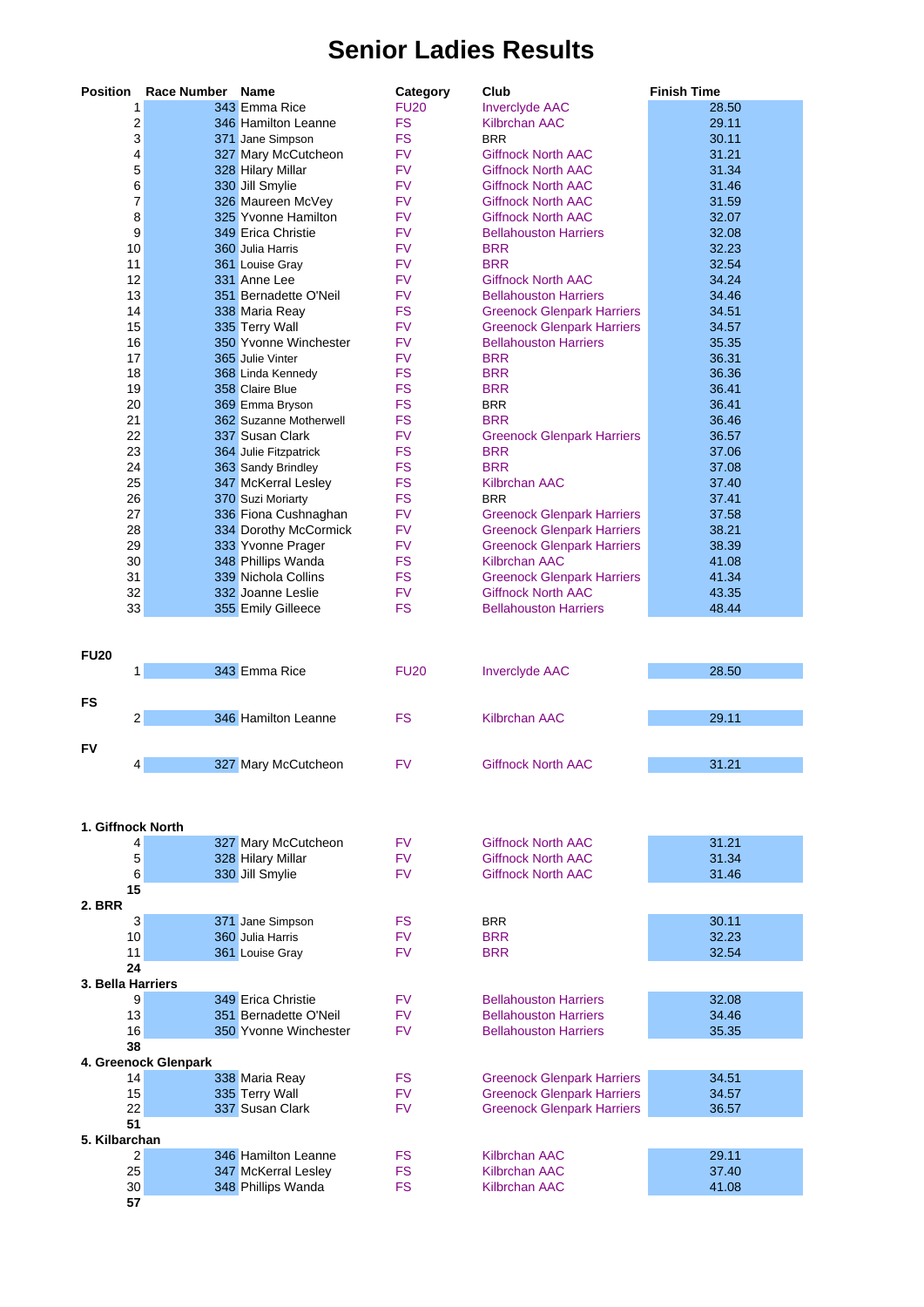# Senior Ladies Results

| Position | Race Number | Name | Category | Club | Finish Time |
|---|---|---|---|---|---|
| 1 | 343 | Emma Rice | FU20 | Inverclyde AAC | 28.50 |
| 2 | 346 | Hamilton Leanne | FS | Kilbrchan AAC | 29.11 |
| 3 | 371 | Jane Simpson | FS | BRR | 30.11 |
| 4 | 327 | Mary McCutcheon | FV | Giffnock North AAC | 31.21 |
| 5 | 328 | Hilary Millar | FV | Giffnock North AAC | 31.34 |
| 6 | 330 | Jill Smylie | FV | Giffnock North AAC | 31.46 |
| 7 | 326 | Maureen McVey | FV | Giffnock North AAC | 31.59 |
| 8 | 325 | Yvonne Hamilton | FV | Giffnock North AAC | 32.07 |
| 9 | 349 | Erica Christie | FV | Bellahouston Harriers | 32.08 |
| 10 | 360 | Julia Harris | FV | BRR | 32.23 |
| 11 | 361 | Louise Gray | FV | BRR | 32.54 |
| 12 | 331 | Anne Lee | FV | Giffnock North AAC | 34.24 |
| 13 | 351 | Bernadette O'Neil | FV | Bellahouston Harriers | 34.46 |
| 14 | 338 | Maria Reay | FS | Greenock Glenpark Harriers | 34.51 |
| 15 | 335 | Terry Wall | FV | Greenock Glenpark Harriers | 34.57 |
| 16 | 350 | Yvonne Winchester | FV | Bellahouston Harriers | 35.35 |
| 17 | 365 | Julie Vinter | FV | BRR | 36.31 |
| 18 | 368 | Linda Kennedy | FS | BRR | 36.36 |
| 19 | 358 | Claire Blue | FS | BRR | 36.41 |
| 20 | 369 | Emma Bryson | FS | BRR | 36.41 |
| 21 | 362 | Suzanne Motherwell | FS | BRR | 36.46 |
| 22 | 337 | Susan Clark | FV | Greenock Glenpark Harriers | 36.57 |
| 23 | 364 | Julie Fitzpatrick | FS | BRR | 37.06 |
| 24 | 363 | Sandy Brindley | FS | BRR | 37.08 |
| 25 | 347 | McKerral Lesley | FS | Kilbrchan AAC | 37.40 |
| 26 | 370 | Suzi Moriarty | FS | BRR | 37.41 |
| 27 | 336 | Fiona Cushnaghan | FV | Greenock Glenpark Harriers | 37.58 |
| 28 | 334 | Dorothy McCormick | FV | Greenock Glenpark Harriers | 38.21 |
| 29 | 333 | Yvonne Prager | FV | Greenock Glenpark Harriers | 38.39 |
| 30 | 348 | Phillips Wanda | FS | Kilbrchan AAC | 41.08 |
| 31 | 339 | Nichola Collins | FS | Greenock Glenpark Harriers | 41.34 |
| 32 | 332 | Joanne Leslie | FV | Giffnock North AAC | 43.35 |
| 33 | 355 | Emily Gilleece | FS | Bellahouston Harriers | 48.44 |

**FU20**

| | | | | | |
|---|---|---|---|---|---|
| 1 | 343 | Emma Rice | FU20 | Inverclyde AAC | 28.50 |

**FS**

| | | | | | |
|---|---|---|---|---|---|
| 2 | 346 | Hamilton Leanne | FS | Kilbrchan AAC | 29.11 |

**FV**

| | | | | | |
|---|---|---|---|---|---|
| 4 | 327 | Mary McCutcheon | FV | Giffnock North AAC | 31.21 |

**1. Giffnock North**

| | | | | | |
|---|---|---|---|---|---|
| 4 | 327 | Mary McCutcheon | FV | Giffnock North AAC | 31.21 |
| 5 | 328 | Hilary Millar | FV | Giffnock North AAC | 31.34 |
| 6 | 330 | Jill Smylie | FV | Giffnock North AAC | 31.46 |
| **15** | | | | | |

**2. BRR**

| | | | | | |
|---|---|---|---|---|---|
| 3 | 371 | Jane Simpson | FS | BRR | 30.11 |
| 10 | 360 | Julia Harris | FV | BRR | 32.23 |
| 11 | 361 | Louise Gray | FV | BRR | 32.54 |
| **24** | | | | | |

**3. Bella Harriers**

| | | | | | |
|---|---|---|---|---|---|
| 9 | 349 | Erica Christie | FV | Bellahouston Harriers | 32.08 |
| 13 | 351 | Bernadette O'Neil | FV | Bellahouston Harriers | 34.46 |
| 16 | 350 | Yvonne Winchester | FV | Bellahouston Harriers | 35.35 |
| **38** | | | | | |

**4. Greenock Glenpark**

| | | | | | |
|---|---|---|---|---|---|
| 14 | 338 | Maria Reay | FS | Greenock Glenpark Harriers | 34.51 |
| 15 | 335 | Terry Wall | FV | Greenock Glenpark Harriers | 34.57 |
| 22 | 337 | Susan Clark | FV | Greenock Glenpark Harriers | 36.57 |
| **51** | | | | | |

**5. Kilbarchan**

| | | | | | |
|---|---|---|---|---|---|
| 2 | 346 | Hamilton Leanne | FS | Kilbrchan AAC | 29.11 |
| 25 | 347 | McKerral Lesley | FS | Kilbrchan AAC | 37.40 |
| 30 | 348 | Phillips Wanda | FS | Kilbrchan AAC | 41.08 |
| **57** | | | | | |